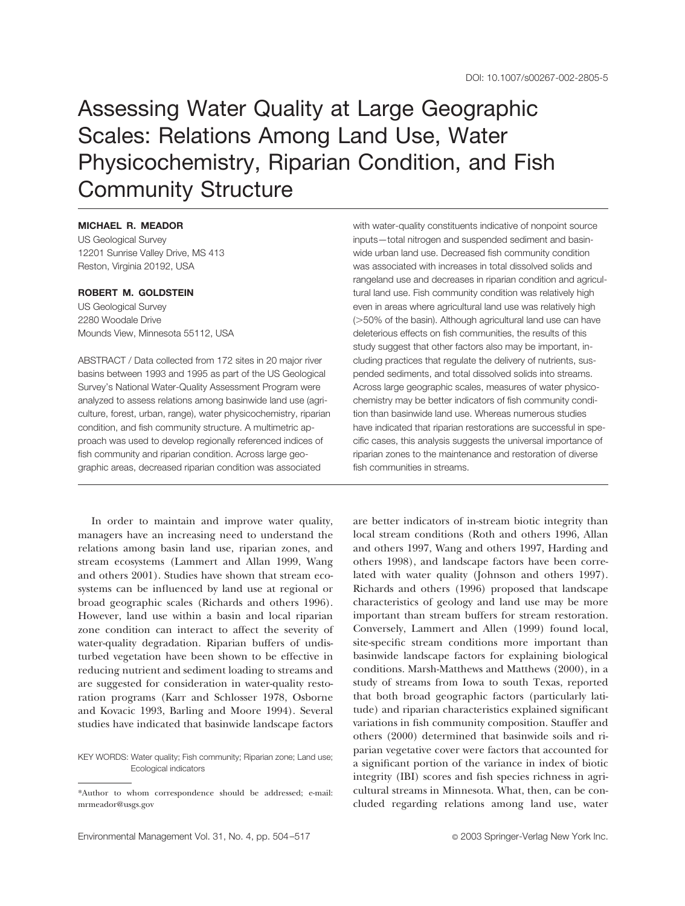DOI: 10.1007/s00267-002-2805-5

# Assessing Water Quality at Large Geographic Scales: Relations Among Land Use, Water Physicochemistry, Riparian Condition, and Fish Community Structure

**MICHAEL R. MEADOR**
US Geological Survey
12201 Sunrise Valley Drive, MS 413
Reston, Virginia 20192, USA

**ROBERT M. GOLDSTEIN**
US Geological Survey
2280 Woodale Drive
Mounds View, Minnesota 55112, USA

ABSTRACT / Data collected from 172 sites in 20 major river basins between 1993 and 1995 as part of the US Geological Survey's National Water-Quality Assessment Program were analyzed to assess relations among basinwide land use (agriculture, forest, urban, range), water physicochemistry, riparian condition, and fish community structure. A multimetric approach was used to develop regionally referenced indices of fish community and riparian condition. Across large geographic areas, decreased riparian condition was associated with water-quality constituents indicative of nonpoint source inputs—total nitrogen and suspended sediment and basinwide urban land use. Decreased fish community condition was associated with increases in total dissolved solids and rangeland use and decreases in riparian condition and agricultural land use. Fish community condition was relatively high even in areas where agricultural land use was relatively high (>50% of the basin). Although agricultural land use can have deleterious effects on fish communities, the results of this study suggest that other factors also may be important, including practices that regulate the delivery of nutrients, suspended sediments, and total dissolved solids into streams. Across large geographic scales, measures of water physicochemistry may be better indicators of fish community condition than basinwide land use. Whereas numerous studies have indicated that riparian restorations are successful in specific cases, this analysis suggests the universal importance of riparian zones to the maintenance and restoration of diverse fish communities in streams.

KEY WORDS: Water quality; Fish community; Riparian zone; Land use; Ecological indicators

In order to maintain and improve water quality, managers have an increasing need to understand the relations among basin land use, riparian zones, and stream ecosystems (Lammert and Allan 1999, Wang and others 2001). Studies have shown that stream ecosystems can be influenced by land use at regional or broad geographic scales (Richards and others 1996). However, land use within a basin and local riparian zone condition can interact to affect the severity of water-quality degradation. Riparian buffers of undisturbed vegetation have been shown to be effective in reducing nutrient and sediment loading to streams and are suggested for consideration in water-quality restoration programs (Karr and Schlosser 1978, Osborne and Kovacic 1993, Barling and Moore 1994). Several studies have indicated that basinwide landscape factors are better indicators of in-stream biotic integrity than local stream conditions (Roth and others 1996, Allan and others 1997, Wang and others 1997, Harding and others 1998), and landscape factors have been correlated with water quality (Johnson and others 1997). Richards and others (1996) proposed that landscape characteristics of geology and land use may be more important than stream buffers for stream restoration. Conversely, Lammert and Allen (1999) found local, site-specific stream conditions more important than basinwide landscape factors for explaining biological conditions. Marsh-Matthews and Matthews (2000), in a study of streams from Iowa to south Texas, reported that both broad geographic factors (particularly latitude) and riparian characteristics explained significant variations in fish community composition. Stauffer and others (2000) determined that basinwide soils and riparian vegetative cover were factors that accounted for a significant portion of the variance in index of biotic integrity (IBI) scores and fish species richness in agricultural streams in Minnesota. What, then, can be concluded regarding relations among land use, water

*Author to whom correspondence should be addressed; e-mail: mrmeador@usgs.gov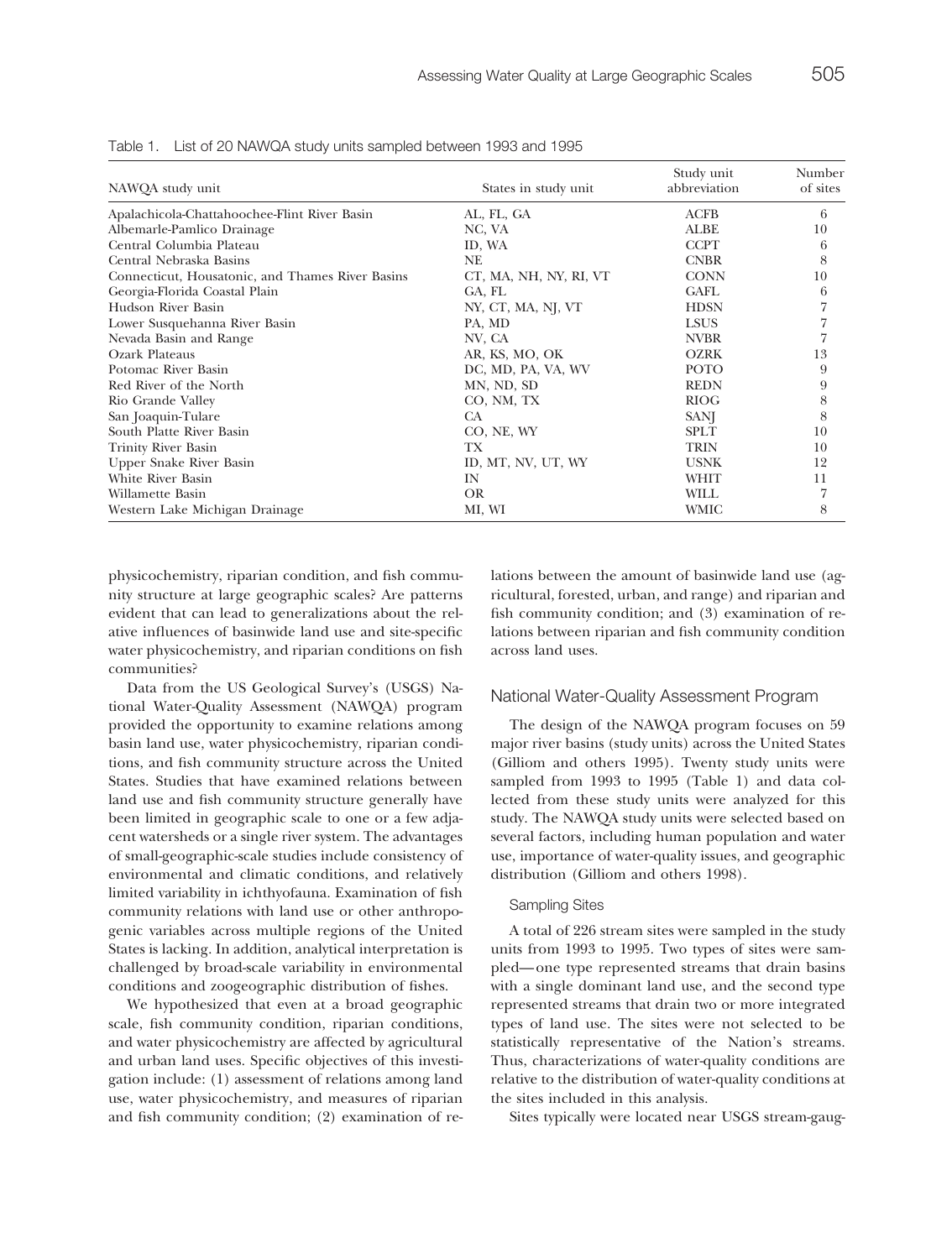Table 1. List of 20 NAWQA study units sampled between 1993 and 1995

| NAWQA study unit | States in study unit | Study unit abbreviation | Number of sites |
|---|---|---|---|
| Apalachicola-Chattahoochee-Flint River Basin | AL, FL, GA | ACFB | 6 |
| Albemarle-Pamlico Drainage | NC, VA | ALBE | 10 |
| Central Columbia Plateau | ID, WA | CCPT | 6 |
| Central Nebraska Basins | NE | CNBR | 8 |
| Connecticut, Housatonic, and Thames River Basins | CT, MA, NH, NY, RI, VT | CONN | 10 |
| Georgia-Florida Coastal Plain | GA, FL | GAFL | 6 |
| Hudson River Basin | NY, CT, MA, NJ, VT | HDSN | 7 |
| Lower Susquehanna River Basin | PA, MD | LSUS | 7 |
| Nevada Basin and Range | NV, CA | NVBR | 7 |
| Ozark Plateaus | AR, KS, MO, OK | OZRK | 13 |
| Potomac River Basin | DC, MD, PA, VA, WV | POTO | 9 |
| Red River of the North | MN, ND, SD | REDN | 9 |
| Rio Grande Valley | CO, NM, TX | RIOG | 8 |
| San Joaquin-Tulare | CA | SANJ | 8 |
| South Platte River Basin | CO, NE, WY | SPLT | 10 |
| Trinity River Basin | TX | TRIN | 10 |
| Upper Snake River Basin | ID, MT, NV, UT, WY | USNK | 12 |
| White River Basin | IN | WHIT | 11 |
| Willamette Basin | OR | WILL | 7 |
| Western Lake Michigan Drainage | MI, WI | WMIC | 8 |

physicochemistry, riparian condition, and fish community structure at large geographic scales? Are patterns evident that can lead to generalizations about the relative influences of basinwide land use and site-specific water physicochemistry, and riparian conditions on fish communities?

Data from the US Geological Survey's (USGS) National Water-Quality Assessment (NAWQA) program provided the opportunity to examine relations among basin land use, water physicochemistry, riparian conditions, and fish community structure across the United States. Studies that have examined relations between land use and fish community structure generally have been limited in geographic scale to one or a few adjacent watersheds or a single river system. The advantages of small-geographic-scale studies include consistency of environmental and climatic conditions, and relatively limited variability in ichthyofauna. Examination of fish community relations with land use or other anthropogenic variables across multiple regions of the United States is lacking. In addition, analytical interpretation is challenged by broad-scale variability in environmental conditions and zoogeographic distribution of fishes.

We hypothesized that even at a broad geographic scale, fish community condition, riparian conditions, and water physicochemistry are affected by agricultural and urban land uses. Specific objectives of this investigation include: (1) assessment of relations among land use, water physicochemistry, and measures of riparian and fish community condition; (2) examination of relations between the amount of basinwide land use (agricultural, forested, urban, and range) and riparian and fish community condition; and (3) examination of relations between riparian and fish community condition across land uses.

## National Water-Quality Assessment Program

The design of the NAWQA program focuses on 59 major river basins (study units) across the United States (Gilliom and others 1995). Twenty study units were sampled from 1993 to 1995 (Table 1) and data collected from these study units were analyzed for this study. The NAWQA study units were selected based on several factors, including human population and water use, importance of water-quality issues, and geographic distribution (Gilliom and others 1998).

### Sampling Sites

A total of 226 stream sites were sampled in the study units from 1993 to 1995. Two types of sites were sampled—one type represented streams that drain basins with a single dominant land use, and the second type represented streams that drain two or more integrated types of land use. The sites were not selected to be statistically representative of the Nation's streams. Thus, characterizations of water-quality conditions are relative to the distribution of water-quality conditions at the sites included in this analysis.

Sites typically were located near USGS stream-gaug-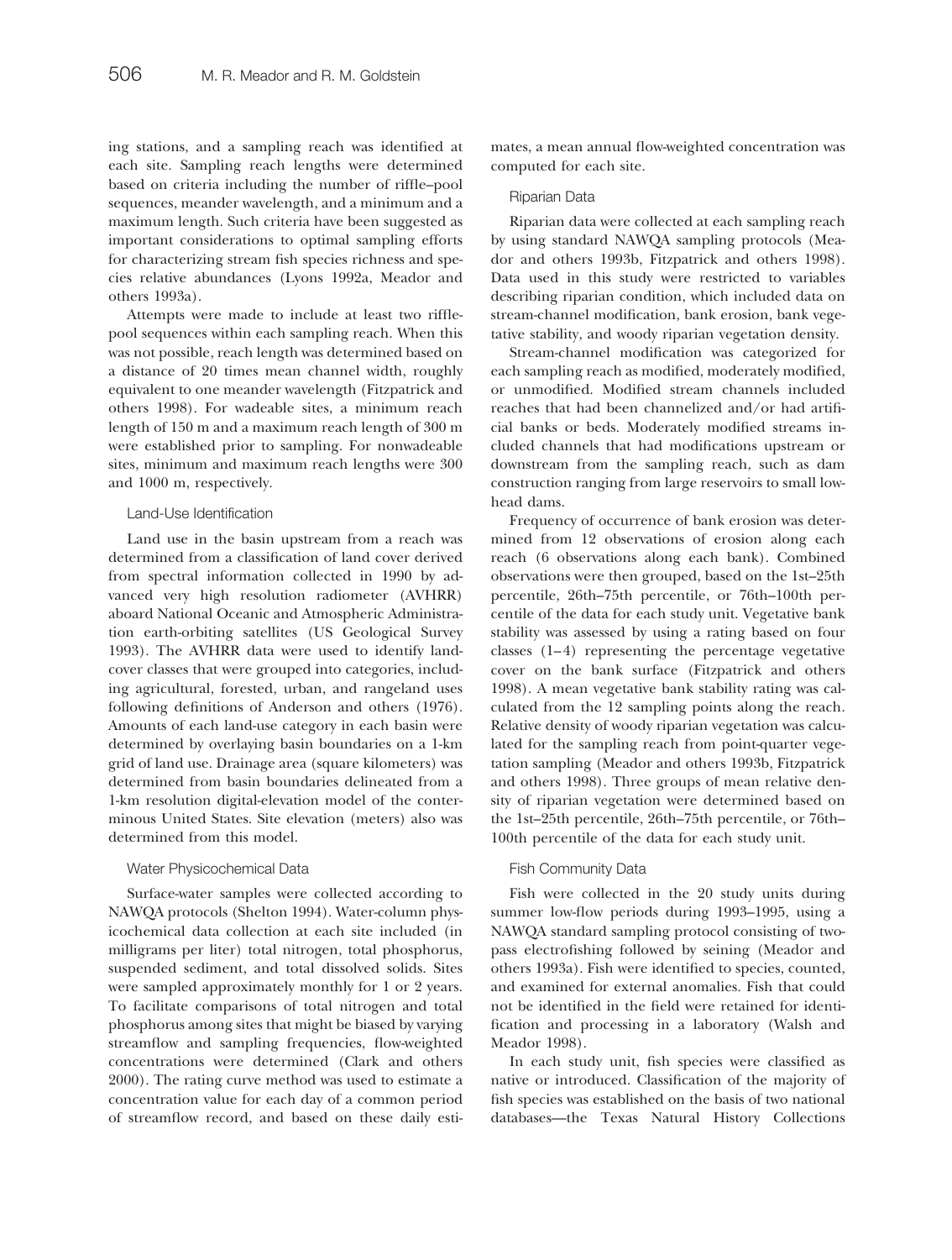ing stations, and a sampling reach was identified at each site. Sampling reach lengths were determined based on criteria including the number of riffle–pool sequences, meander wavelength, and a minimum and a maximum length. Such criteria have been suggested as important considerations to optimal sampling efforts for characterizing stream fish species richness and species relative abundances (Lyons 1992a, Meador and others 1993a).

Attempts were made to include at least two riffle-pool sequences within each sampling reach. When this was not possible, reach length was determined based on a distance of 20 times mean channel width, roughly equivalent to one meander wavelength (Fitzpatrick and others 1998). For wadeable sites, a minimum reach length of 150 m and a maximum reach length of 300 m were established prior to sampling. For nonwadeable sites, minimum and maximum reach lengths were 300 and 1000 m, respectively.

### Land-Use Identification

Land use in the basin upstream from a reach was determined from a classification of land cover derived from spectral information collected in 1990 by advanced very high resolution radiometer (AVHRR) aboard National Oceanic and Atmospheric Administration earth-orbiting satellites (US Geological Survey 1993). The AVHRR data were used to identify land-cover classes that were grouped into categories, including agricultural, forested, urban, and rangeland uses following definitions of Anderson and others (1976). Amounts of each land-use category in each basin were determined by overlaying basin boundaries on a 1-km grid of land use. Drainage area (square kilometers) was determined from basin boundaries delineated from a 1-km resolution digital-elevation model of the conterminous United States. Site elevation (meters) also was determined from this model.

### Water Physicochemical Data

Surface-water samples were collected according to NAWQA protocols (Shelton 1994). Water-column physicochemical data collection at each site included (in milligrams per liter) total nitrogen, total phosphorus, suspended sediment, and total dissolved solids. Sites were sampled approximately monthly for 1 or 2 years. To facilitate comparisons of total nitrogen and total phosphorus among sites that might be biased by varying streamflow and sampling frequencies, flow-weighted concentrations were determined (Clark and others 2000). The rating curve method was used to estimate a concentration value for each day of a common period of streamflow record, and based on these daily estimates, a mean annual flow-weighted concentration was computed for each site.

### Riparian Data

Riparian data were collected at each sampling reach by using standard NAWQA sampling protocols (Meador and others 1993b, Fitzpatrick and others 1998). Data used in this study were restricted to variables describing riparian condition, which included data on stream-channel modification, bank erosion, bank vegetative stability, and woody riparian vegetation density.

Stream-channel modification was categorized for each sampling reach as modified, moderately modified, or unmodified. Modified stream channels included reaches that had been channelized and/or had artificial banks or beds. Moderately modified streams included channels that had modifications upstream or downstream from the sampling reach, such as dam construction ranging from large reservoirs to small low-head dams.

Frequency of occurrence of bank erosion was determined from 12 observations of erosion along each reach (6 observations along each bank). Combined observations were then grouped, based on the 1st–25th percentile, 26th–75th percentile, or 76th–100th percentile of the data for each study unit. Vegetative bank stability was assessed by using a rating based on four classes (1–4) representing the percentage vegetative cover on the bank surface (Fitzpatrick and others 1998). A mean vegetative bank stability rating was calculated from the 12 sampling points along the reach. Relative density of woody riparian vegetation was calculated for the sampling reach from point-quarter vegetation sampling (Meador and others 1993b, Fitzpatrick and others 1998). Three groups of mean relative density of riparian vegetation were determined based on the 1st–25th percentile, 26th–75th percentile, or 76th–100th percentile of the data for each study unit.

### Fish Community Data

Fish were collected in the 20 study units during summer low-flow periods during 1993–1995, using a NAWQA standard sampling protocol consisting of two-pass electrofishing followed by seining (Meador and others 1993a). Fish were identified to species, counted, and examined for external anomalies. Fish that could not be identified in the field were retained for identification and processing in a laboratory (Walsh and Meador 1998).

In each study unit, fish species were classified as native or introduced. Classification of the majority of fish species was established on the basis of two national databases—the Texas Natural History Collections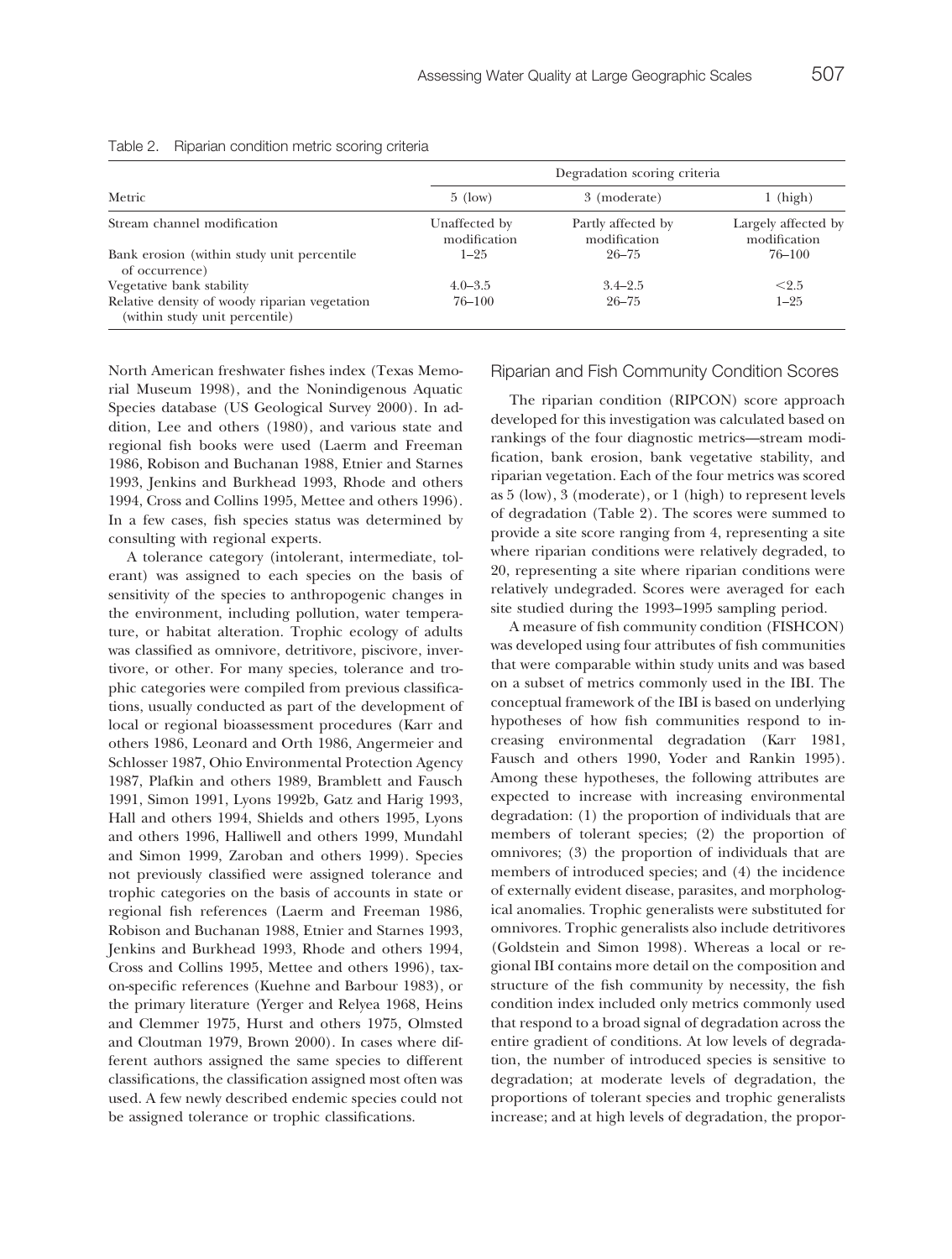Table 2. Riparian condition metric scoring criteria

| Metric | Degradation scoring criteria | | |
|---|---|---|---|
| | 5 (low) | 3 (moderate) | 1 (high) |
| Stream channel modification | Unaffected by modification | Partly affected by modification | Largely affected by modification |
| Bank erosion (within study unit percentile of occurrence) | 1–25 | 26–75 | 76–100 |
| Vegetative bank stability | 4.0–3.5 | 3.4–2.5 | <2.5 |
| Relative density of woody riparian vegetation (within study unit percentile) | 76–100 | 26–75 | 1–25 |

North American freshwater fishes index (Texas Memorial Museum 1998), and the Nonindigenous Aquatic Species database (US Geological Survey 2000). In addition, Lee and others (1980), and various state and regional fish books were used (Laerm and Freeman 1986, Robison and Buchanan 1988, Etnier and Starnes 1993, Jenkins and Burkhead 1993, Rhode and others 1994, Cross and Collins 1995, Mettee and others 1996). In a few cases, fish species status was determined by consulting with regional experts.

A tolerance category (intolerant, intermediate, tolerant) was assigned to each species on the basis of sensitivity of the species to anthropogenic changes in the environment, including pollution, water temperature, or habitat alteration. Trophic ecology of adults was classified as omnivore, detritivore, piscivore, invertivore, or other. For many species, tolerance and trophic categories were compiled from previous classifications, usually conducted as part of the development of local or regional bioassessment procedures (Karr and others 1986, Leonard and Orth 1986, Angermeier and Schlosser 1987, Ohio Environmental Protection Agency 1987, Plafkin and others 1989, Bramblett and Fausch 1991, Simon 1991, Lyons 1992b, Gatz and Harig 1993, Hall and others 1994, Shields and others 1995, Lyons and others 1996, Halliwell and others 1999, Mundahl and Simon 1999, Zaroban and others 1999). Species not previously classified were assigned tolerance and trophic categories on the basis of accounts in state or regional fish references (Laerm and Freeman 1986, Robison and Buchanan 1988, Etnier and Starnes 1993, Jenkins and Burkhead 1993, Rhode and others 1994, Cross and Collins 1995, Mettee and others 1996), taxon-specific references (Kuehne and Barbour 1983), or the primary literature (Yerger and Relyea 1968, Heins and Clemmer 1975, Hurst and others 1975, Olmsted and Cloutman 1979, Brown 2000). In cases where different authors assigned the same species to different classifications, the classification assigned most often was used. A few newly described endemic species could not be assigned tolerance or trophic classifications.

## Riparian and Fish Community Condition Scores

The riparian condition (RIPCON) score approach developed for this investigation was calculated based on rankings of the four diagnostic metrics—stream modification, bank erosion, bank vegetative stability, and riparian vegetation. Each of the four metrics was scored as 5 (low), 3 (moderate), or 1 (high) to represent levels of degradation (Table 2). The scores were summed to provide a site score ranging from 4, representing a site where riparian conditions were relatively degraded, to 20, representing a site where riparian conditions were relatively undegraded. Scores were averaged for each site studied during the 1993–1995 sampling period.

A measure of fish community condition (FISHCON) was developed using four attributes of fish communities that were comparable within study units and was based on a subset of metrics commonly used in the IBI. The conceptual framework of the IBI is based on underlying hypotheses of how fish communities respond to increasing environmental degradation (Karr 1981, Fausch and others 1990, Yoder and Rankin 1995). Among these hypotheses, the following attributes are expected to increase with increasing environmental degradation: (1) the proportion of individuals that are members of tolerant species; (2) the proportion of omnivores; (3) the proportion of individuals that are members of introduced species; and (4) the incidence of externally evident disease, parasites, and morphological anomalies. Trophic generalists were substituted for omnivores. Trophic generalists also include detritivores (Goldstein and Simon 1998). Whereas a local or regional IBI contains more detail on the composition and structure of the fish community by necessity, the fish condition index included only metrics commonly used that respond to a broad signal of degradation across the entire gradient of conditions. At low levels of degradation, the number of introduced species is sensitive to degradation; at moderate levels of degradation, the proportions of tolerant species and trophic generalists increase; and at high levels of degradation, the propor-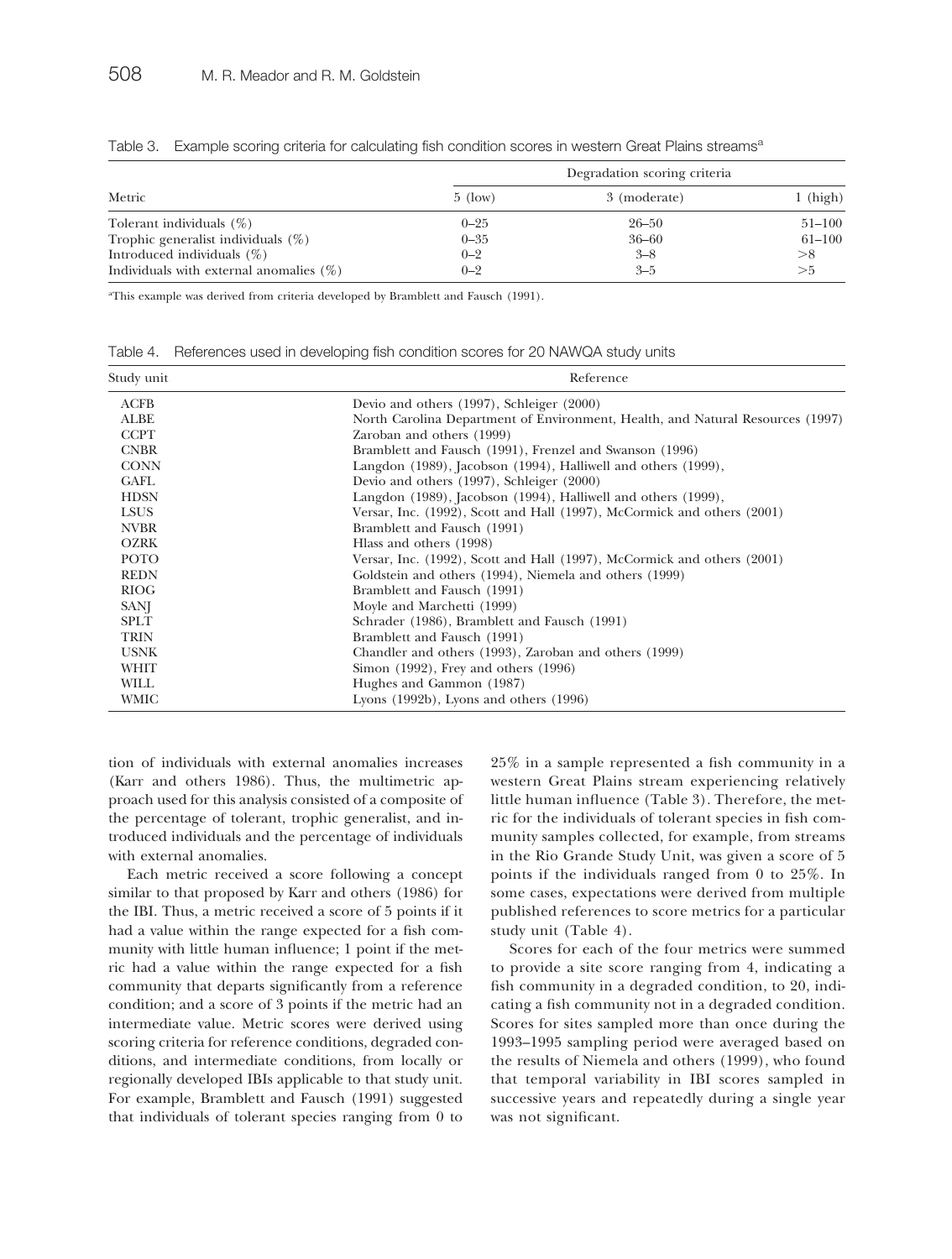Table 3. Example scoring criteria for calculating fish condition scores in western Great Plains streams[a]

| Metric | Degradation scoring criteria | | |
|---|---|---|---|
| | 5 (low) | 3 (moderate) | 1 (high) |
| Tolerant individuals (%) | 0–25 | 26–50 | 51–100 |
| Trophic generalist individuals (%) | 0–35 | 36–60 | 61–100 |
| Introduced individuals (%) | 0–2 | 3–8 | >8 |
| Individuals with external anomalies (%) | 0–2 | 3–5 | >5 |

[a]This example was derived from criteria developed by Bramblett and Fausch (1991).

Table 4. References used in developing fish condition scores for 20 NAWQA study units

| Study unit | Reference |
|---|---|
| ACFB | Devio and others (1997), Schleiger (2000) |
| ALBE | North Carolina Department of Environment, Health, and Natural Resources (1997) |
| CCPT | Zaroban and others (1999) |
| CNBR | Bramblett and Fausch (1991), Frenzel and Swanson (1996) |
| CONN | Langdon (1989), Jacobson (1994), Halliwell and others (1999), |
| GAFL | Devio and others (1997), Schleiger (2000) |
| HDSN | Langdon (1989), Jacobson (1994), Halliwell and others (1999), |
| LSUS | Versar, Inc. (1992), Scott and Hall (1997), McCormick and others (2001) |
| NVBR | Bramblett and Fausch (1991) |
| OZRK | Hlass and others (1998) |
| POTO | Versar, Inc. (1992), Scott and Hall (1997), McCormick and others (2001) |
| REDN | Goldstein and others (1994), Niemela and others (1999) |
| RIOG | Bramblett and Fausch (1991) |
| SANJ | Moyle and Marchetti (1999) |
| SPLT | Schrader (1986), Bramblett and Fausch (1991) |
| TRIN | Bramblett and Fausch (1991) |
| USNK | Chandler and others (1993), Zaroban and others (1999) |
| WHIT | Simon (1992), Frey and others (1996) |
| WILL | Hughes and Gammon (1987) |
| WMIC | Lyons (1992b), Lyons and others (1996) |

tion of individuals with external anomalies increases (Karr and others 1986). Thus, the multimetric approach used for this analysis consisted of a composite of the percentage of tolerant, trophic generalist, and introduced individuals and the percentage of individuals with external anomalies.

Each metric received a score following a concept similar to that proposed by Karr and others (1986) for the IBI. Thus, a metric received a score of 5 points if it had a value within the range expected for a fish community with little human influence; 1 point if the metric had a value within the range expected for a fish community that departs significantly from a reference condition; and a score of 3 points if the metric had an intermediate value. Metric scores were derived using scoring criteria for reference conditions, degraded conditions, and intermediate conditions, from locally or regionally developed IBIs applicable to that study unit. For example, Bramblett and Fausch (1991) suggested that individuals of tolerant species ranging from 0 to 25% in a sample represented a fish community in a western Great Plains stream experiencing relatively little human influence (Table 3). Therefore, the metric for the individuals of tolerant species in fish community samples collected, for example, from streams in the Rio Grande Study Unit, was given a score of 5 points if the individuals ranged from 0 to 25%. In some cases, expectations were derived from multiple published references to score metrics for a particular study unit (Table 4).

Scores for each of the four metrics were summed to provide a site score ranging from 4, indicating a fish community in a degraded condition, to 20, indicating a fish community not in a degraded condition. Scores for sites sampled more than once during the 1993–1995 sampling period were averaged based on the results of Niemela and others (1999), who found that temporal variability in IBI scores sampled in successive years and repeatedly during a single year was not significant.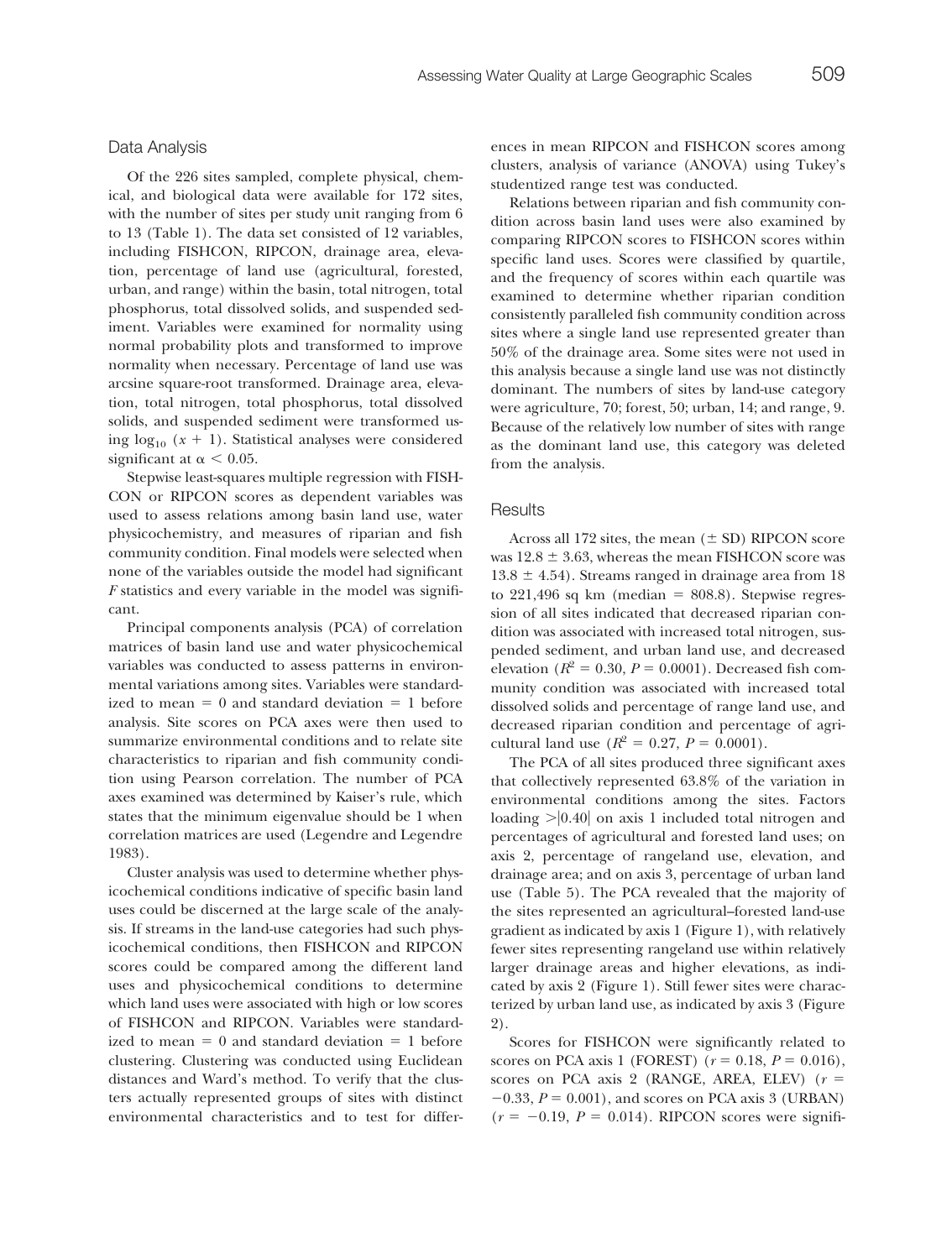## Data Analysis

Of the 226 sites sampled, complete physical, chemical, and biological data were available for 172 sites, with the number of sites per study unit ranging from 6 to 13 (Table 1). The data set consisted of 12 variables, including FISHCON, RIPCON, drainage area, elevation, percentage of land use (agricultural, forested, urban, and range) within the basin, total nitrogen, total phosphorus, total dissolved solids, and suspended sediment. Variables were examined for normality using normal probability plots and transformed to improve normality when necessary. Percentage of land use was arcsine square-root transformed. Drainage area, elevation, total nitrogen, total phosphorus, total dissolved solids, and suspended sediment were transformed using $\log_{10}(x + 1)$. Statistical analyses were considered significant at $\alpha < 0.05$.

Stepwise least-squares multiple regression with FISHCON or RIPCON scores as dependent variables was used to assess relations among basin land use, water physicochemistry, and measures of riparian and fish community condition. Final models were selected when none of the variables outside the model had significant $F$ statistics and every variable in the model was significant.

Principal components analysis (PCA) of correlation matrices of basin land use and water physicochemical variables was conducted to assess patterns in environmental variations among sites. Variables were standardized to mean = 0 and standard deviation = 1 before analysis. Site scores on PCA axes were then used to summarize environmental conditions and to relate site characteristics to riparian and fish community condition using Pearson correlation. The number of PCA axes examined was determined by Kaiser's rule, which states that the minimum eigenvalue should be 1 when correlation matrices are used (Legendre and Legendre 1983).

Cluster analysis was used to determine whether physicochemical conditions indicative of specific basin land uses could be discerned at the large scale of the analysis. If streams in the land-use categories had such physicochemical conditions, then FISHCON and RIPCON scores could be compared among the different land uses and physicochemical conditions to determine which land uses were associated with high or low scores of FISHCON and RIPCON. Variables were standardized to mean = 0 and standard deviation = 1 before clustering. Clustering was conducted using Euclidean distances and Ward's method. To verify that the clusters actually represented groups of sites with distinct environmental characteristics and to test for differences in mean RIPCON and FISHCON scores among clusters, analysis of variance (ANOVA) using Tukey's studentized range test was conducted.

Relations between riparian and fish community condition across basin land uses were also examined by comparing RIPCON scores to FISHCON scores within specific land uses. Scores were classified by quartile, and the frequency of scores within each quartile was examined to determine whether riparian condition consistently paralleled fish community condition across sites where a single land use represented greater than 50% of the drainage area. Some sites were not used in this analysis because a single land use was not distinctly dominant. The numbers of sites by land-use category were agriculture, 70; forest, 50; urban, 14; and range, 9. Because of the relatively low number of sites with range as the dominant land use, this category was deleted from the analysis.

## Results

Across all 172 sites, the mean ($\pm$ SD) RIPCON score was $12.8 \pm 3.63$, whereas the mean FISHCON score was $13.8 \pm 4.54$). Streams ranged in drainage area from 18 to 221,496 sq km (median = 808.8). Stepwise regression of all sites indicated that decreased riparian condition was associated with increased total nitrogen, suspended sediment, and urban land use, and decreased elevation ($R^2 = 0.30$, $P = 0.0001$). Decreased fish community condition was associated with increased total dissolved solids and percentage of range land use, and decreased riparian condition and percentage of agricultural land use ($R^2 = 0.27$, $P = 0.0001$).

The PCA of all sites produced three significant axes that collectively represented 63.8% of the variation in environmental conditions among the sites. Factors loading $>|0.40|$ on axis 1 included total nitrogen and percentages of agricultural and forested land uses; on axis 2, percentage of rangeland use, elevation, and drainage area; and on axis 3, percentage of urban land use (Table 5). The PCA revealed that the majority of the sites represented an agricultural–forested land-use gradient as indicated by axis 1 (Figure 1), with relatively fewer sites representing rangeland use within relatively larger drainage areas and higher elevations, as indicated by axis 2 (Figure 1). Still fewer sites were characterized by urban land use, as indicated by axis 3 (Figure 2).

Scores for FISHCON were significantly related to scores on PCA axis 1 (FOREST) ($r = 0.18$, $P = 0.016$), scores on PCA axis 2 (RANGE, AREA, ELEV) ($r = -0.33$, $P = 0.001$), and scores on PCA axis 3 (URBAN) ($r = -0.19$, $P = 0.014$). RIPCON scores were signifi-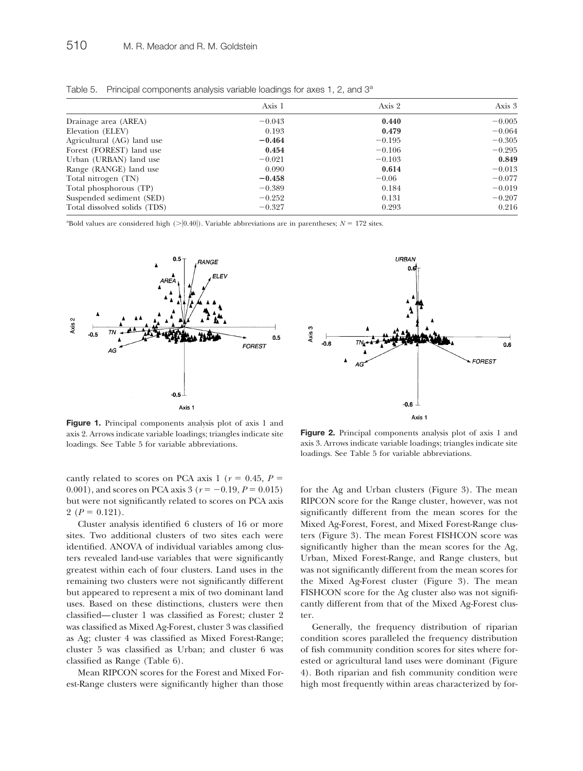Table 5. Principal components analysis variable loadings for axes 1, 2, and 3[a]

| | Axis 1 | Axis 2 | Axis 3 |
|---|---|---|---|
| Drainage area (AREA) | −0.043 | **0.440** | −0.005 |
| Elevation (ELEV) | 0.193 | **0.479** | −0.064 |
| Agricultural (AG) land use | **−0.464** | −0.195 | −0.305 |
| Forest (FOREST) land use | **0.454** | −0.106 | −0.295 |
| Urban (URBAN) land use | −0.021 | −0.103 | **0.849** |
| Range (RANGE) land use | 0.090 | **0.614** | −0.013 |
| Total nitrogen (TN) | **−0.458** | −0.06 | −0.077 |
| Total phosphorous (TP) | −0.389 | 0.184 | −0.019 |
| Suspended sediment (SED) | −0.252 | 0.131 | −0.207 |
| Total dissolved solids (TDS) | −0.327 | 0.293 | 0.216 |

[a]Bold values are considered high (>|0.40|). Variable abbreviations are in parentheses; $N = 172$ sites.

**Figure 1.** Principal components analysis plot of axis 1 and axis 2. Arrows indicate variable loadings; triangles indicate site loadings. See Table 5 for variable abbreviations.

**Figure 2.** Principal components analysis plot of axis 1 and axis 3. Arrows indicate variable loadings; triangles indicate site loadings. See Table 5 for variable abbreviations.

cantly related to scores on PCA axis 1 ($r = 0.45$, $P = 0.001$), and scores on PCA axis 3 ($r = -0.19$, $P = 0.015$) but were not significantly related to scores on PCA axis 2 ($P = 0.121$).

Cluster analysis identified 6 clusters of 16 or more sites. Two additional clusters of two sites each were identified. ANOVA of individual variables among clusters revealed land-use variables that were significantly greatest within each of four clusters. Land uses in the remaining two clusters were not significantly different but appeared to represent a mix of two dominant land uses. Based on these distinctions, clusters were then classified—cluster 1 was classified as Forest; cluster 2 was classified as Mixed Ag-Forest, cluster 3 was classified as Ag; cluster 4 was classified as Mixed Forest-Range; cluster 5 was classified as Urban; and cluster 6 was classified as Range (Table 6).

Mean RIPCON scores for the Forest and Mixed Forest-Range clusters were significantly higher than those for the Ag and Urban clusters (Figure 3). The mean RIPCON score for the Range cluster, however, was not significantly different from the mean scores for the Mixed Ag-Forest, Forest, and Mixed Forest-Range clusters (Figure 3). The mean Forest FISHCON score was significantly higher than the mean scores for the Ag, Urban, Mixed Forest-Range, and Range clusters, but was not significantly different from the mean scores for the Mixed Ag-Forest cluster (Figure 3). The mean FISHCON score for the Ag cluster also was not significantly different from that of the Mixed Ag-Forest cluster.

Generally, the frequency distribution of riparian condition scores paralleled the frequency distribution of fish community condition scores for sites where forested or agricultural land uses were dominant (Figure 4). Both riparian and fish community condition were high most frequently within areas characterized by for-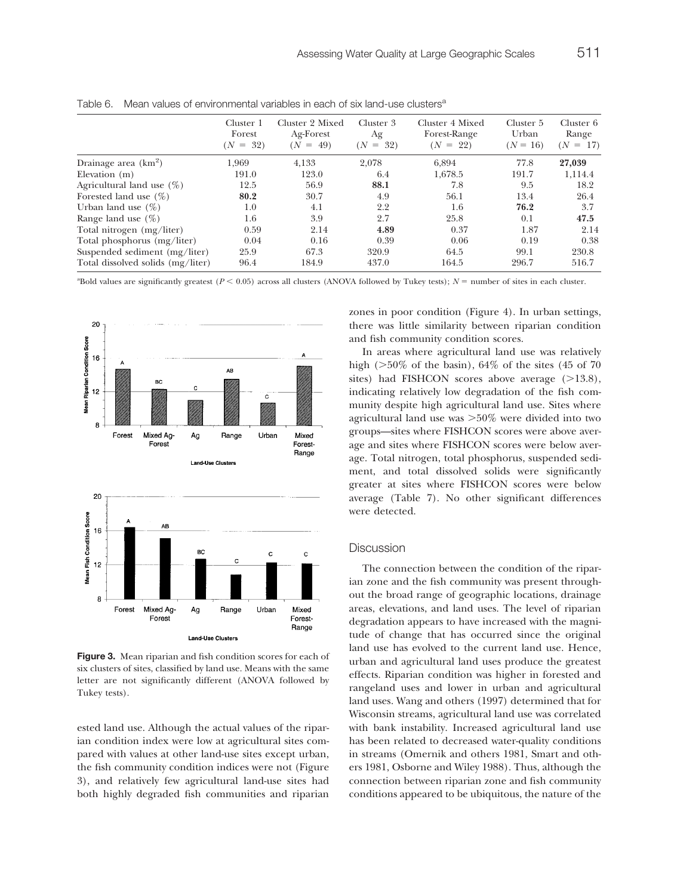Table 6. Mean values of environmental variables in each of six land-use clusters[a]

| | Cluster 1 Forest ($N = 32$) | Cluster 2 Mixed Ag-Forest ($N = 49$) | Cluster 3 Ag ($N = 32$) | Cluster 4 Mixed Forest-Range ($N = 22$) | Cluster 5 Urban ($N = 16$) | Cluster 6 Range ($N = 17$) |
|---|---|---|---|---|---|---|
| Drainage area ($km^2$) | 1,969 | 4,133 | 2,078 | 6,894 | 77.8 | **27,039** |
| Elevation (m) | 191.0 | 123.0 | 6.4 | 1,678.5 | 191.7 | 1,114.4 |
| Agricultural land use (%) | 12.5 | 56.9 | **88.1** | 7.8 | 9.5 | 18.2 |
| Forested land use (%) | **80.2** | 30.7 | 4.9 | 56.1 | 13.4 | 26.4 |
| Urban land use (%) | 1.0 | 4.1 | 2.2 | 1.6 | **76.2** | 3.7 |
| Range land use (%) | 1.6 | 3.9 | 2.7 | 25.8 | 0.1 | **47.5** |
| Total nitrogen (mg/liter) | 0.59 | 2.14 | **4.89** | 0.37 | 1.87 | 2.14 |
| Total phosphorus (mg/liter) | 0.04 | 0.16 | 0.39 | 0.06 | 0.19 | 0.38 |
| Suspended sediment (mg/liter) | 25.9 | 67.3 | 320.9 | 64.5 | 99.1 | 230.8 |
| Total dissolved solids (mg/liter) | 96.4 | 184.9 | 437.0 | 164.5 | 296.7 | 516.7 |

[a]Bold values are significantly greatest ($P < 0.05$) across all clusters (ANOVA followed by Tukey tests); $N$ = number of sites in each cluster.

**Figure 3.** Mean riparian and fish condition scores for each of six clusters of sites, classified by land use. Means with the same letter are not significantly different (ANOVA followed by Tukey tests).

ested land use. Although the actual values of the riparian condition index were low at agricultural sites compared with values at other land-use sites except urban, the fish community condition indices were not (Figure 3), and relatively few agricultural land-use sites had both highly degraded fish communities and riparian zones in poor condition (Figure 4). In urban settings, there was little similarity between riparian condition and fish community condition scores.

In areas where agricultural land use was relatively high (>50% of the basin), 64% of the sites (45 of 70 sites) had FISHCON scores above average (>13.8), indicating relatively low degradation of the fish community despite high agricultural land use. Sites where agricultural land use was >50% were divided into two groups—sites where FISHCON scores were above average and sites where FISHCON scores were below average. Total nitrogen, total phosphorus, suspended sediment, and total dissolved solids were significantly greater at sites where FISHCON scores were below average (Table 7). No other significant differences were detected.

## Discussion

The connection between the condition of the riparian zone and the fish community was present throughout the broad range of geographic locations, drainage areas, elevations, and land uses. The level of riparian degradation appears to have increased with the magnitude of change that has occurred since the original land use has evolved to the current land use. Hence, urban and agricultural land uses produce the greatest effects. Riparian condition was higher in forested and rangeland uses and lower in urban and agricultural land uses. Wang and others (1997) determined that for Wisconsin streams, agricultural land use was correlated with bank instability. Increased agricultural land use has been related to decreased water-quality conditions in streams (Omernik and others 1981, Smart and others 1981, Osborne and Wiley 1988). Thus, although the connection between riparian zone and fish community conditions appeared to be ubiquitous, the nature of the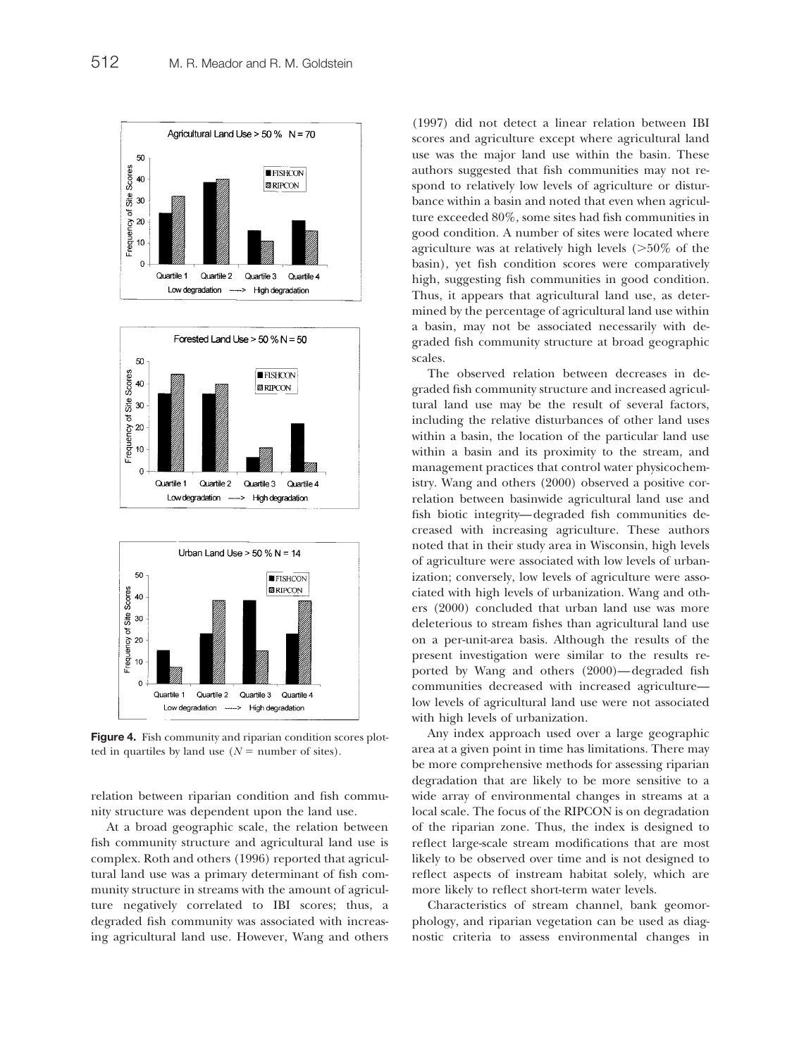Agricultural Land Use > 50 % N = 70

Frequency of Site Scores

50
40
30
20
10
0

FISHCON
RIPCON

Quartile 1 Quartile 2 Quartile 3 Quartile 4

Low degradation -----> High degradation

Forested Land Use > 50 % N = 50

Frequency of Site Scores

50
40
30
20
10
0

FISHCON
RIPCON

Quartile 1 Quartile 2 Quartile 3 Quartile 4

Low degradation -----> High degradation

Urban Land Use > 50 % N = 14

Frequency of Site Scores

50
40
30
20
10
0

FISHCON
RIPCON

Quartile 1 Quartile 2 Quartile 3 Quartile 4

Low degradation -----> High degradation

**Figure 4.** Fish community and riparian condition scores plotted in quartiles by land use ($N$ = number of sites).

relation between riparian condition and fish community structure was dependent upon the land use.

At a broad geographic scale, the relation between fish community structure and agricultural land use is complex. Roth and others (1996) reported that agricultural land use was a primary determinant of fish community structure in streams with the amount of agriculture negatively correlated to IBI scores; thus, a degraded fish community was associated with increasing agricultural land use. However, Wang and others (1997) did not detect a linear relation between IBI scores and agriculture except where agricultural land use was the major land use within the basin. These authors suggested that fish communities may not respond to relatively low levels of agriculture or disturbance within a basin and noted that even when agriculture exceeded 80%, some sites had fish communities in good condition. A number of sites were located where agriculture was at relatively high levels (>50% of the basin), yet fish condition scores were comparatively high, suggesting fish communities in good condition. Thus, it appears that agricultural land use, as determined by the percentage of agricultural land use within a basin, may not be associated necessarily with degraded fish community structure at broad geographic scales.

The observed relation between decreases in degraded fish community structure and increased agricultural land use may be the result of several factors, including the relative disturbances of other land uses within a basin, the location of the particular land use within a basin and its proximity to the stream, and management practices that control water physicochemistry. Wang and others (2000) observed a positive correlation between basinwide agricultural land use and fish biotic integrity—degraded fish communities decreased with increasing agriculture. These authors noted that in their study area in Wisconsin, high levels of agriculture were associated with low levels of urbanization; conversely, low levels of agriculture were associated with high levels of urbanization. Wang and others (2000) concluded that urban land use was more deleterious to stream fishes than agricultural land use on a per-unit-area basis. Although the results of the present investigation were similar to the results reported by Wang and others (2000)—degraded fish communities decreased with increased agriculture—low levels of agricultural land use were not associated with high levels of urbanization.

Any index approach used over a large geographic area at a given point in time has limitations. There may be more comprehensive methods for assessing riparian degradation that are likely to be more sensitive to a wide array of environmental changes in streams at a local scale. The focus of the RIPCON is on degradation of the riparian zone. Thus, the index is designed to reflect large-scale stream modifications that are most likely to be observed over time and is not designed to reflect aspects of instream habitat solely, which are more likely to reflect short-term water levels.

Characteristics of stream channel, bank geomorphology, and riparian vegetation can be used as diagnostic criteria to assess environmental changes in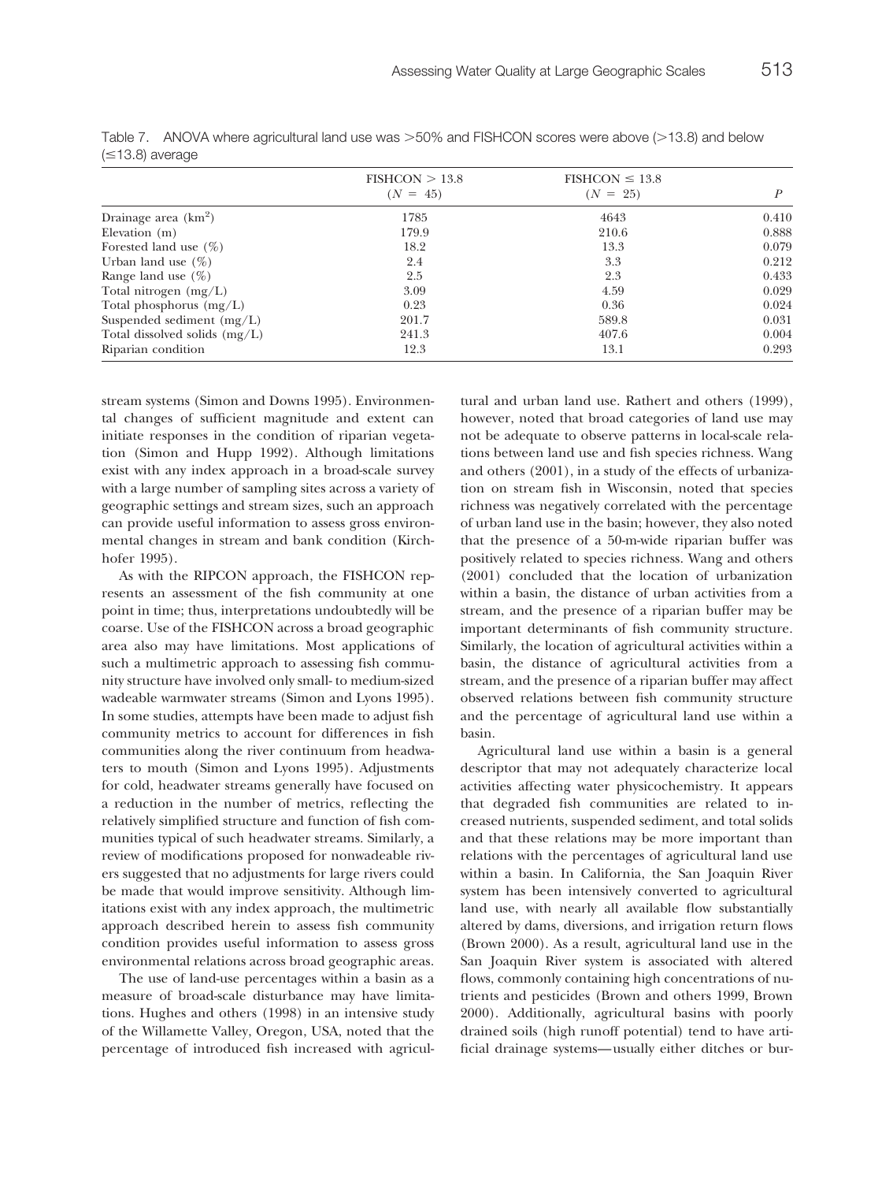Table 7. ANOVA where agricultural land use was >50% and FISHCON scores were above (>13.8) and below (≤13.8) average

| | FISHCON > 13.8 ($N$ = 45) | FISHCON ≤ 13.8 ($N$ = 25) | $P$ |
|---|---|---|---|
| Drainage area (km$^2$) | 1785 | 4643 | 0.410 |
| Elevation (m) | 179.9 | 210.6 | 0.888 |
| Forested land use (%) | 18.2 | 13.3 | 0.079 |
| Urban land use (%) | 2.4 | 3.3 | 0.212 |
| Range land use (%) | 2.5 | 2.3 | 0.433 |
| Total nitrogen (mg/L) | 3.09 | 4.59 | 0.029 |
| Total phosphorus (mg/L) | 0.23 | 0.36 | 0.024 |
| Suspended sediment (mg/L) | 201.7 | 589.8 | 0.031 |
| Total dissolved solids (mg/L) | 241.3 | 407.6 | 0.004 |
| Riparian condition | 12.3 | 13.1 | 0.293 |

stream systems (Simon and Downs 1995). Environmental changes of sufficient magnitude and extent can initiate responses in the condition of riparian vegetation (Simon and Hupp 1992). Although limitations exist with any index approach in a broad-scale survey with a large number of sampling sites across a variety of geographic settings and stream sizes, such an approach can provide useful information to assess gross environmental changes in stream and bank condition (Kirchhofer 1995).

As with the RIPCON approach, the FISHCON represents an assessment of the fish community at one point in time; thus, interpretations undoubtedly will be coarse. Use of the FISHCON across a broad geographic area also may have limitations. Most applications of such a multimetric approach to assessing fish community structure have involved only small- to medium-sized wadeable warmwater streams (Simon and Lyons 1995). In some studies, attempts have been made to adjust fish community metrics to account for differences in fish communities along the river continuum from headwaters to mouth (Simon and Lyons 1995). Adjustments for cold, headwater streams generally have focused on a reduction in the number of metrics, reflecting the relatively simplified structure and function of fish communities typical of such headwater streams. Similarly, a review of modifications proposed for nonwadeable rivers suggested that no adjustments for large rivers could be made that would improve sensitivity. Although limitations exist with any index approach, the multimetric approach described herein to assess fish community condition provides useful information to assess gross environmental relations across broad geographic areas.

The use of land-use percentages within a basin as a measure of broad-scale disturbance may have limitations. Hughes and others (1998) in an intensive study of the Willamette Valley, Oregon, USA, noted that the percentage of introduced fish increased with agricultural and urban land use. Rathert and others (1999), however, noted that broad categories of land use may not be adequate to observe patterns in local-scale relations between land use and fish species richness. Wang and others (2001), in a study of the effects of urbanization on stream fish in Wisconsin, noted that species richness was negatively correlated with the percentage of urban land use in the basin; however, they also noted that the presence of a 50-m-wide riparian buffer was positively related to species richness. Wang and others (2001) concluded that the location of urbanization within a basin, the distance of urban activities from a stream, and the presence of a riparian buffer may be important determinants of fish community structure. Similarly, the location of agricultural activities within a basin, the distance of agricultural activities from a stream, and the presence of a riparian buffer may affect observed relations between fish community structure and the percentage of agricultural land use within a basin.

Agricultural land use within a basin is a general descriptor that may not adequately characterize local activities affecting water physicochemistry. It appears that degraded fish communities are related to increased nutrients, suspended sediment, and total solids and that these relations may be more important than relations with the percentages of agricultural land use within a basin. In California, the San Joaquin River system has been intensively converted to agricultural land use, with nearly all available flow substantially altered by dams, diversions, and irrigation return flows (Brown 2000). As a result, agricultural land use in the San Joaquin River system is associated with altered flows, commonly containing high concentrations of nutrients and pesticides (Brown and others 1999, Brown 2000). Additionally, agricultural basins with poorly drained soils (high runoff potential) tend to have artificial drainage systems—usually either ditches or bur-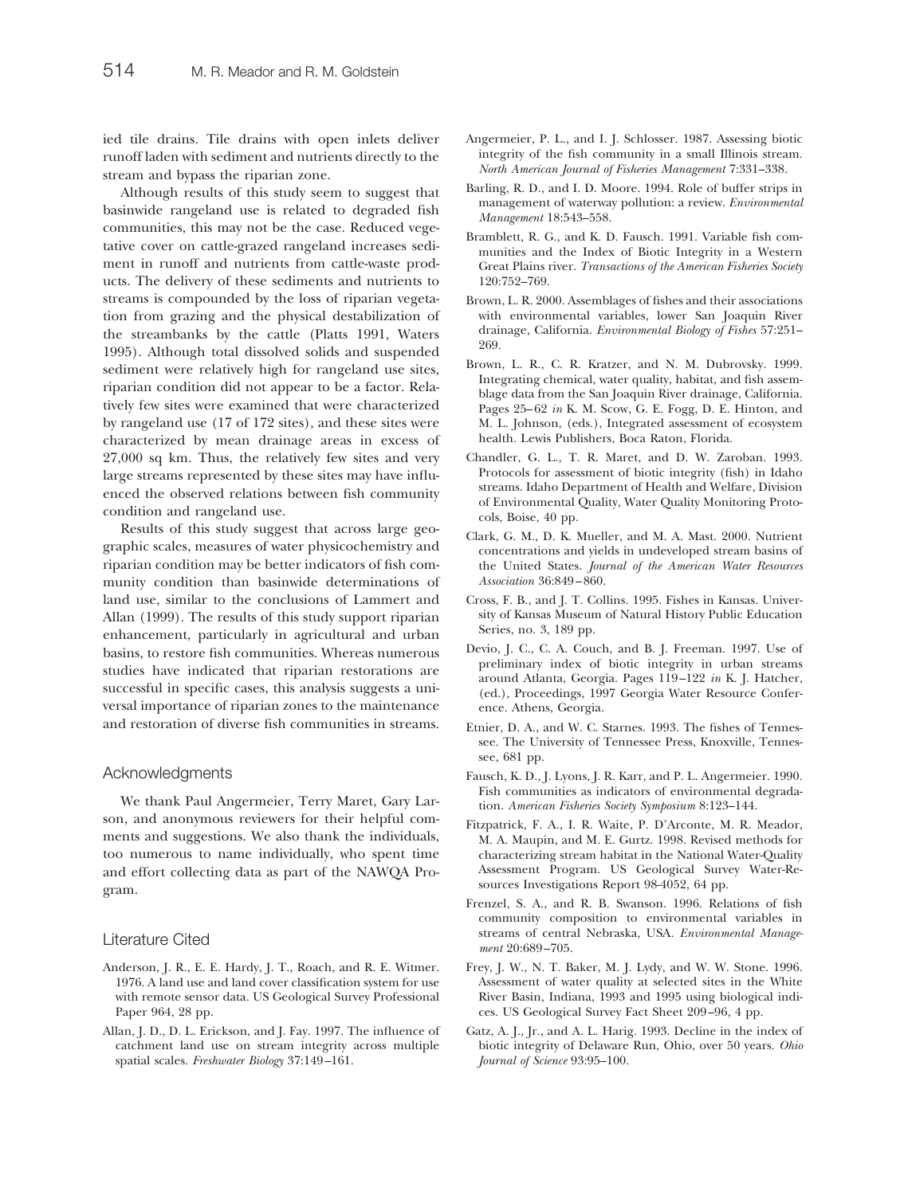ied tile drains. Tile drains with open inlets deliver runoff laden with sediment and nutrients directly to the stream and bypass the riparian zone.

Although results of this study seem to suggest that basinwide rangeland use is related to degraded fish communities, this may not be the case. Reduced vegetative cover on cattle-grazed rangeland increases sediment in runoff and nutrients from cattle-waste products. The delivery of these sediments and nutrients to streams is compounded by the loss of riparian vegetation from grazing and the physical destabilization of the streambanks by the cattle (Platts 1991, Waters 1995). Although total dissolved solids and suspended sediment were relatively high for rangeland use sites, riparian condition did not appear to be a factor. Relatively few sites were examined that were characterized by rangeland use (17 of 172 sites), and these sites were characterized by mean drainage areas in excess of 27,000 sq km. Thus, the relatively few sites and very large streams represented by these sites may have influenced the observed relations between fish community condition and rangeland use.

Results of this study suggest that across large geographic scales, measures of water physicochemistry and riparian condition may be better indicators of fish community condition than basinwide determinations of land use, similar to the conclusions of Lammert and Allan (1999). The results of this study support riparian enhancement, particularly in agricultural and urban basins, to restore fish communities. Whereas numerous studies have indicated that riparian restorations are successful in specific cases, this analysis suggests a universal importance of riparian zones to the maintenance and restoration of diverse fish communities in streams.

## Acknowledgments

We thank Paul Angermeier, Terry Maret, Gary Larson, and anonymous reviewers for their helpful comments and suggestions. We also thank the individuals, too numerous to name individually, who spent time and effort collecting data as part of the NAWQA Program.

## Literature Cited

Anderson, J. R., E. E. Hardy, J. T., Roach, and R. E. Witmer. 1976. A land use and land cover classification system for use with remote sensor data. US Geological Survey Professional Paper 964, 28 pp.

Allan, J. D., D. L. Erickson, and J. Fay. 1997. The influence of catchment land use on stream integrity across multiple spatial scales. *Freshwater Biology* 37:149–161.

Angermeier, P. L., and I. J. Schlosser. 1987. Assessing biotic integrity of the fish community in a small Illinois stream. *North American Journal of Fisheries Management* 7:331–338.

Barling, R. D., and I. D. Moore. 1994. Role of buffer strips in management of waterway pollution: a review. *Environmental Management* 18:543–558.

Bramblett, R. G., and K. D. Fausch. 1991. Variable fish communities and the Index of Biotic Integrity in a Western Great Plains river. *Transactions of the American Fisheries Society* 120:752–769.

Brown, L. R. 2000. Assemblages of fishes and their associations with environmental variables, lower San Joaquin River drainage, California. *Environmental Biology of Fishes* 57:251–269.

Brown, L. R., C. R. Kratzer, and N. M. Dubrovsky. 1999. Integrating chemical, water quality, habitat, and fish assemblage data from the San Joaquin River drainage, California. Pages 25–62 *in* K. M. Scow, G. E. Fogg, D. E. Hinton, and M. L. Johnson, (eds.), Integrated assessment of ecosystem health. Lewis Publishers, Boca Raton, Florida.

Chandler, G. L., T. R. Maret, and D. W. Zaroban. 1993. Protocols for assessment of biotic integrity (fish) in Idaho streams. Idaho Department of Health and Welfare, Division of Environmental Quality, Water Quality Monitoring Protocols, Boise, 40 pp.

Clark, G. M., D. K. Mueller, and M. A. Mast. 2000. Nutrient concentrations and yields in undeveloped stream basins of the United States. *Journal of the American Water Resources Association* 36:849–860.

Cross, F. B., and J. T. Collins. 1995. Fishes in Kansas. University of Kansas Museum of Natural History Public Education Series, no. 3, 189 pp.

Devio, J. C., C. A. Couch, and B. J. Freeman. 1997. Use of preliminary index of biotic integrity in urban streams around Atlanta, Georgia. Pages 119–122 *in* K. J. Hatcher, (ed.), Proceedings, 1997 Georgia Water Resource Conference. Athens, Georgia.

Etnier, D. A., and W. C. Starnes. 1993. The fishes of Tennessee. The University of Tennessee Press, Knoxville, Tennessee, 681 pp.

Fausch, K. D., J. Lyons, J. R. Karr, and P. L. Angermeier. 1990. Fish communities as indicators of environmental degradation. *American Fisheries Society Symposium* 8:123–144.

Fitzpatrick, F. A., I. R. Waite, P. D'Arconte, M. R. Meador, M. A. Maupin, and M. E. Gurtz. 1998. Revised methods for characterizing stream habitat in the National Water-Quality Assessment Program. US Geological Survey Water-Resources Investigations Report 98-4052, 64 pp.

Frenzel, S. A., and R. B. Swanson. 1996. Relations of fish community composition to environmental variables in streams of central Nebraska, USA. *Environmental Management* 20:689–705.

Frey, J. W., N. T. Baker, M. J. Lydy, and W. W. Stone. 1996. Assessment of water quality at selected sites in the White River Basin, Indiana, 1993 and 1995 using biological indices. US Geological Survey Fact Sheet 209–96, 4 pp.

Gatz, A. J., Jr., and A. L. Harig. 1993. Decline in the index of biotic integrity of Delaware Run, Ohio, over 50 years. *Ohio Journal of Science* 93:95–100.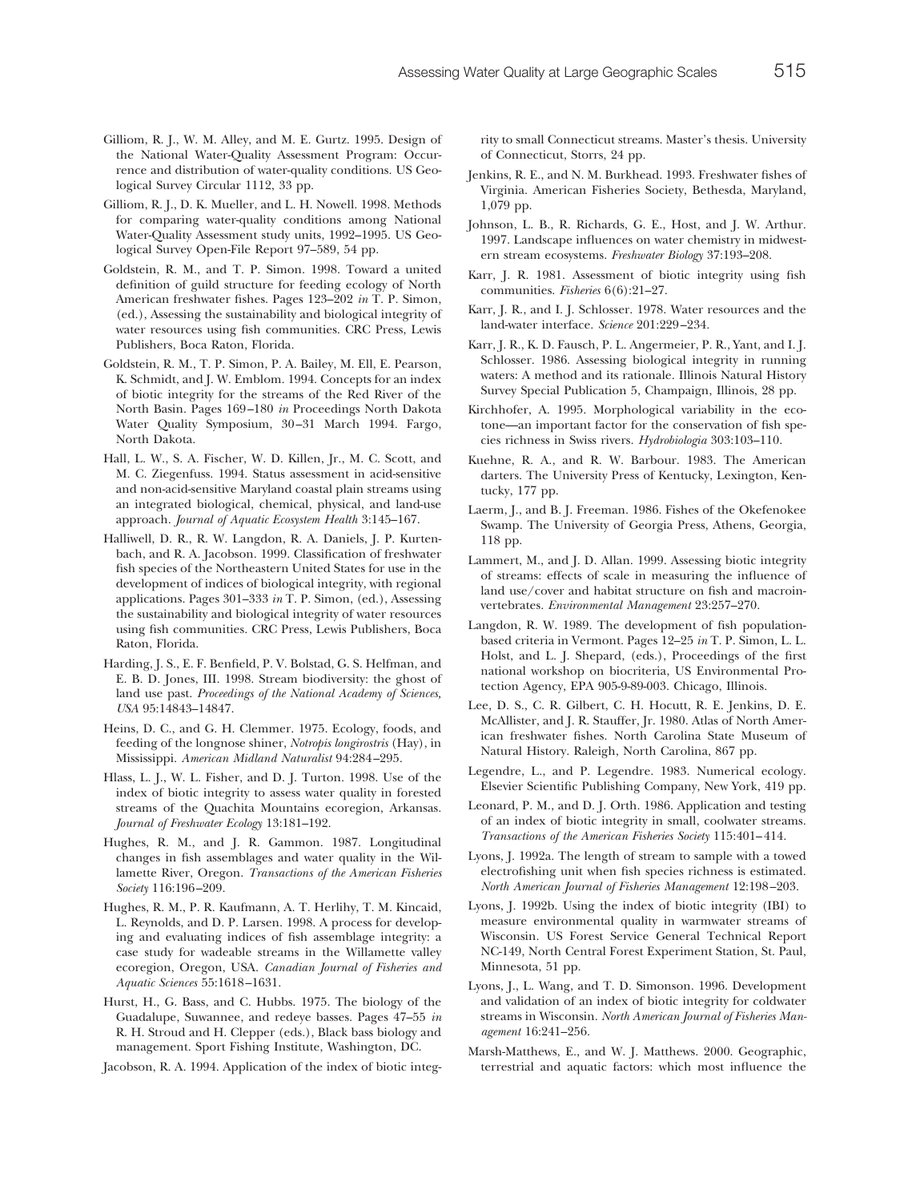Gilliom, R. J., W. M. Alley, and M. E. Gurtz. 1995. Design of the National Water-Quality Assessment Program: Occurrence and distribution of water-quality conditions. US Geological Survey Circular 1112, 33 pp.

Gilliom, R. J., D. K. Mueller, and L. H. Nowell. 1998. Methods for comparing water-quality conditions among National Water-Quality Assessment study units, 1992–1995. US Geological Survey Open-File Report 97–589, 54 pp.

Goldstein, R. M., and T. P. Simon. 1998. Toward a united definition of guild structure for feeding ecology of North American freshwater fishes. Pages 123–202 *in* T. P. Simon, (ed.), Assessing the sustainability and biological integrity of water resources using fish communities. CRC Press, Lewis Publishers, Boca Raton, Florida.

Goldstein, R. M., T. P. Simon, P. A. Bailey, M. Ell, E. Pearson, K. Schmidt, and J. W. Emblom. 1994. Concepts for an index of biotic integrity for the streams of the Red River of the North Basin. Pages 169–180 *in* Proceedings North Dakota Water Quality Symposium, 30–31 March 1994. Fargo, North Dakota.

Hall, L. W., S. A. Fischer, W. D. Killen, Jr., M. C. Scott, and M. C. Ziegenfuss. 1994. Status assessment in acid-sensitive and non-acid-sensitive Maryland coastal plain streams using an integrated biological, chemical, physical, and land-use approach. *Journal of Aquatic Ecosystem Health* 3:145–167.

Halliwell, D. R., R. W. Langdon, R. A. Daniels, J. P. Kurtenbach, and R. A. Jacobson. 1999. Classification of freshwater fish species of the Northeastern United States for use in the development of indices of biological integrity, with regional applications. Pages 301–333 *in* T. P. Simon, (ed.), Assessing the sustainability and biological integrity of water resources using fish communities. CRC Press, Lewis Publishers, Boca Raton, Florida.

Harding, J. S., E. F. Benfield, P. V. Bolstad, G. S. Helfman, and E. B. D. Jones, III. 1998. Stream biodiversity: the ghost of land use past. *Proceedings of the National Academy of Sciences, USA* 95:14843–14847.

Heins, D. C., and G. H. Clemmer. 1975. Ecology, foods, and feeding of the longnose shiner, *Notropis longirostris* (Hay), in Mississippi. *American Midland Naturalist* 94:284–295.

Hlass, L. J., W. L. Fisher, and D. J. Turton. 1998. Use of the index of biotic integrity to assess water quality in forested streams of the Quachita Mountains ecoregion, Arkansas. *Journal of Freshwater Ecology* 13:181–192.

Hughes, R. M., and J. R. Gammon. 1987. Longitudinal changes in fish assemblages and water quality in the Willamette River, Oregon. *Transactions of the American Fisheries Society* 116:196–209.

Hughes, R. M., P. R. Kaufmann, A. T. Herlihy, T. M. Kincaid, L. Reynolds, and D. P. Larsen. 1998. A process for developing and evaluating indices of fish assemblage integrity: a case study for wadeable streams in the Willamette valley ecoregion, Oregon, USA. *Canadian Journal of Fisheries and Aquatic Sciences* 55:1618–1631.

Hurst, H., G. Bass, and C. Hubbs. 1975. The biology of the Guadalupe, Suwannee, and redeye basses. Pages 47–55 *in* R. H. Stroud and H. Clepper (eds.), Black bass biology and management. Sport Fishing Institute, Washington, DC.

Jacobson, R. A. 1994. Application of the index of biotic integrity to small Connecticut streams. Master's thesis. University of Connecticut, Storrs, 24 pp.

Jenkins, R. E., and N. M. Burkhead. 1993. Freshwater fishes of Virginia. American Fisheries Society, Bethesda, Maryland, 1,079 pp.

Johnson, L. B., R. Richards, G. E., Host, and J. W. Arthur. 1997. Landscape influences on water chemistry in midwestern stream ecosystems. *Freshwater Biology* 37:193–208.

Karr, J. R. 1981. Assessment of biotic integrity using fish communities. *Fisheries* 6(6):21–27.

Karr, J. R., and I. J. Schlosser. 1978. Water resources and the land-water interface. *Science* 201:229–234.

Karr, J. R., K. D. Fausch, P. L. Angermeier, P. R., Yant, and I. J. Schlosser. 1986. Assessing biological integrity in running waters: A method and its rationale. Illinois Natural History Survey Special Publication 5, Champaign, Illinois, 28 pp.

Kirchhofer, A. 1995. Morphological variability in the ecotone—an important factor for the conservation of fish species richness in Swiss rivers. *Hydrobiologia* 303:103–110.

Kuehne, R. A., and R. W. Barbour. 1983. The American darters. The University Press of Kentucky, Lexington, Kentucky, 177 pp.

Laerm, J., and B. J. Freeman. 1986. Fishes of the Okefenokee Swamp. The University of Georgia Press, Athens, Georgia, 118 pp.

Lammert, M., and J. D. Allan. 1999. Assessing biotic integrity of streams: effects of scale in measuring the influence of land use/cover and habitat structure on fish and macroinvertebrates. *Environmental Management* 23:257–270.

Langdon, R. W. 1989. The development of fish population-based criteria in Vermont. Pages 12–25 *in* T. P. Simon, L. L. Holst, and L. J. Shepard, (eds.), Proceedings of the first national workshop on biocriteria, US Environmental Protection Agency, EPA 905-9-89-003. Chicago, Illinois.

Lee, D. S., C. R. Gilbert, C. H. Hocutt, R. E. Jenkins, D. E. McAllister, and J. R. Stauffer, Jr. 1980. Atlas of North American freshwater fishes. North Carolina State Museum of Natural History. Raleigh, North Carolina, 867 pp.

Legendre, L., and P. Legendre. 1983. Numerical ecology. Elsevier Scientific Publishing Company, New York, 419 pp.

Leonard, P. M., and D. J. Orth. 1986. Application and testing of an index of biotic integrity in small, coolwater streams. *Transactions of the American Fisheries Society* 115:401–414.

Lyons, J. 1992a. The length of stream to sample with a towed electrofishing unit when fish species richness is estimated. *North American Journal of Fisheries Management* 12:198–203.

Lyons, J. 1992b. Using the index of biotic integrity (IBI) to measure environmental quality in warmwater streams of Wisconsin. US Forest Service General Technical Report NC-149, North Central Forest Experiment Station, St. Paul, Minnesota, 51 pp.

Lyons, J., L. Wang, and T. D. Simonson. 1996. Development and validation of an index of biotic integrity for coldwater streams in Wisconsin. *North American Journal of Fisheries Management* 16:241–256.

Marsh-Matthews, E., and W. J. Matthews. 2000. Geographic, terrestrial and aquatic factors: which most influence the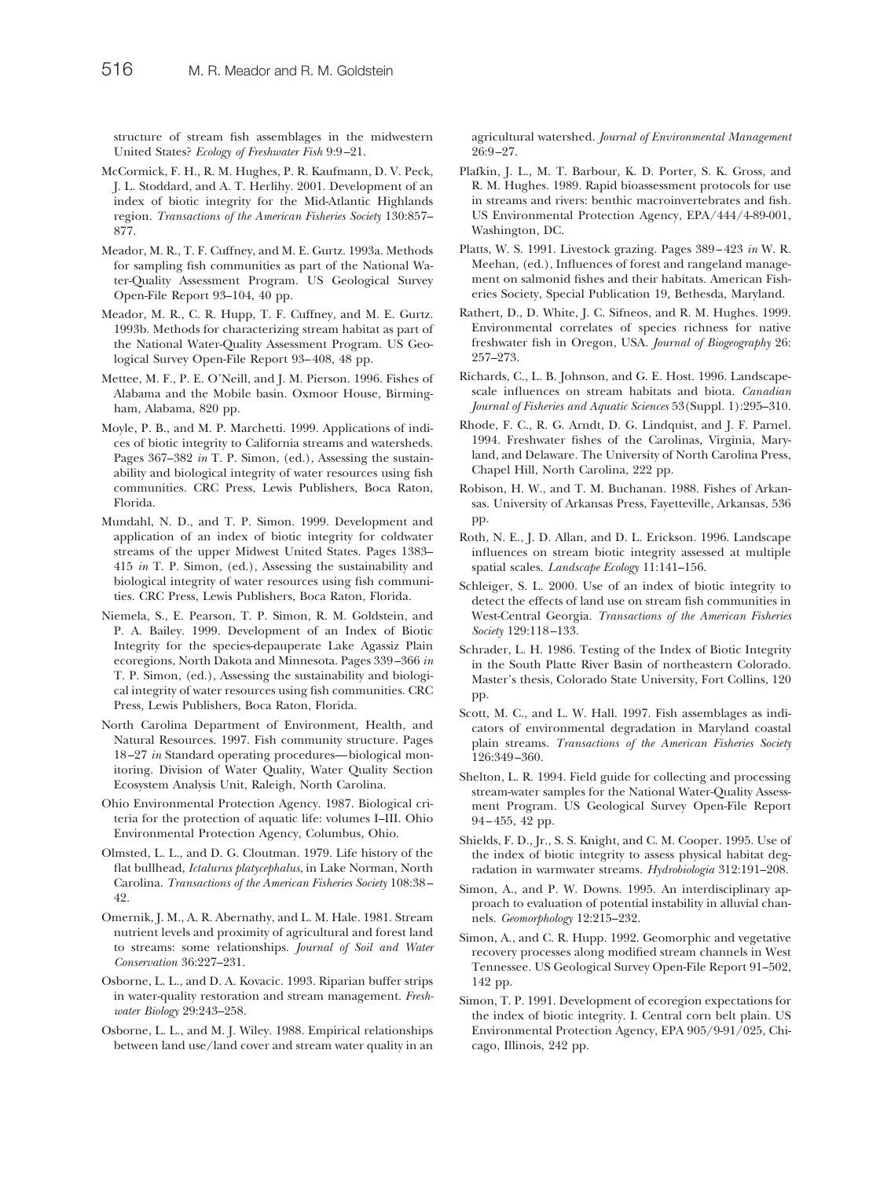structure of stream fish assemblages in the midwestern United States? *Ecology of Freshwater Fish* 9:9–21.

McCormick, F. H., R. M. Hughes, P. R. Kaufmann, D. V. Peck, J. L. Stoddard, and A. T. Herlihy. 2001. Development of an index of biotic integrity for the Mid-Atlantic Highlands region. *Transactions of the American Fisheries Society* 130:857–877.

Meador, M. R., T. F. Cuffney, and M. E. Gurtz. 1993a. Methods for sampling fish communities as part of the National Water-Quality Assessment Program. US Geological Survey Open-File Report 93–104, 40 pp.

Meador, M. R., C. R. Hupp, T. F. Cuffney, and M. E. Gurtz. 1993b. Methods for characterizing stream habitat as part of the National Water-Quality Assessment Program. US Geological Survey Open-File Report 93–408, 48 pp.

Mettee, M. F., P. E. O'Neill, and J. M. Pierson. 1996. Fishes of Alabama and the Mobile basin. Oxmoor House, Birmingham, Alabama, 820 pp.

Moyle, P. B., and M. P. Marchetti. 1999. Applications of indices of biotic integrity to California streams and watersheds. Pages 367–382 *in* T. P. Simon, (ed.), Assessing the sustainability and biological integrity of water resources using fish communities. CRC Press, Lewis Publishers, Boca Raton, Florida.

Mundahl, N. D., and T. P. Simon. 1999. Development and application of an index of biotic integrity for coldwater streams of the upper Midwest United States. Pages 1383–415 *in* T. P. Simon, (ed.), Assessing the sustainability and biological integrity of water resources using fish communities. CRC Press, Lewis Publishers, Boca Raton, Florida.

Niemela, S., E. Pearson, T. P. Simon, R. M. Goldstein, and P. A. Bailey. 1999. Development of an Index of Biotic Integrity for the species-depauperate Lake Agassiz Plain ecoregions, North Dakota and Minnesota. Pages 339–366 *in* T. P. Simon, (ed.), Assessing the sustainability and biological integrity of water resources using fish communities. CRC Press, Lewis Publishers, Boca Raton, Florida.

North Carolina Department of Environment, Health, and Natural Resources. 1997. Fish community structure. Pages 18–27 *in* Standard operating procedures—biological monitoring. Division of Water Quality, Water Quality Section Ecosystem Analysis Unit, Raleigh, North Carolina.

Ohio Environmental Protection Agency. 1987. Biological criteria for the protection of aquatic life: volumes I–III. Ohio Environmental Protection Agency, Columbus, Ohio.

Olmsted, L. L., and D. G. Cloutman. 1979. Life history of the flat bullhead, *Ictalurus platycephalus*, in Lake Norman, North Carolina. *Transactions of the American Fisheries Society* 108:38–42.

Omernik, J. M., A. R. Abernathy, and L. M. Hale. 1981. Stream nutrient levels and proximity of agricultural and forest land to streams: some relationships. *Journal of Soil and Water Conservation* 36:227–231.

Osborne, L. L., and D. A. Kovacic. 1993. Riparian buffer strips in water-quality restoration and stream management. *Freshwater Biology* 29:243–258.

Osborne, L. L., and M. J. Wiley. 1988. Empirical relationships between land use/land cover and stream water quality in an agricultural watershed. *Journal of Environmental Management* 26:9–27.

Plafkin, J. L., M. T. Barbour, K. D. Porter, S. K. Gross, and R. M. Hughes. 1989. Rapid bioassessment protocols for use in streams and rivers: benthic macroinvertebrates and fish. US Environmental Protection Agency, EPA/444/4-89-001, Washington, DC.

Platts, W. S. 1991. Livestock grazing. Pages 389–423 *in* W. R. Meehan, (ed.), Influences of forest and rangeland management on salmonid fishes and their habitats. American Fisheries Society, Special Publication 19, Bethesda, Maryland.

Rathert, D., D. White, J. C. Sifneos, and R. M. Hughes. 1999. Environmental correlates of species richness for native freshwater fish in Oregon, USA. *Journal of Biogeography* 26: 257–273.

Richards, C., L. B. Johnson, and G. E. Host. 1996. Landscape-scale influences on stream habitats and biota. *Canadian Journal of Fisheries and Aquatic Sciences* 53(Suppl. 1):295–310.

Rhode, F. C., R. G. Arndt, D. G. Lindquist, and J. F. Parnel. 1994. Freshwater fishes of the Carolinas, Virginia, Maryland, and Delaware. The University of North Carolina Press, Chapel Hill, North Carolina, 222 pp.

Robison, H. W., and T. M. Buchanan. 1988. Fishes of Arkansas. University of Arkansas Press, Fayetteville, Arkansas, 536 pp.

Roth, N. E., J. D. Allan, and D. L. Erickson. 1996. Landscape influences on stream biotic integrity assessed at multiple spatial scales. *Landscape Ecology* 11:141–156.

Schleiger, S. L. 2000. Use of an index of biotic integrity to detect the effects of land use on stream fish communities in West-Central Georgia. *Transactions of the American Fisheries Society* 129:118–133.

Schrader, L. H. 1986. Testing of the Index of Biotic Integrity in the South Platte River Basin of northeastern Colorado. Master's thesis, Colorado State University, Fort Collins, 120 pp.

Scott, M. C., and L. W. Hall. 1997. Fish assemblages as indicators of environmental degradation in Maryland coastal plain streams. *Transactions of the American Fisheries Society* 126:349–360.

Shelton, L. R. 1994. Field guide for collecting and processing stream-water samples for the National Water-Quality Assessment Program. US Geological Survey Open-File Report 94–455, 42 pp.

Shields, F. D., Jr., S. S. Knight, and C. M. Cooper. 1995. Use of the index of biotic integrity to assess physical habitat degradation in warmwater streams. *Hydrobiologia* 312:191–208.

Simon, A., and P. W. Downs. 1995. An interdisciplinary approach to evaluation of potential instability in alluvial channels. *Geomorphology* 12:215–232.

Simon, A., and C. R. Hupp. 1992. Geomorphic and vegetative recovery processes along modified stream channels in West Tennessee. US Geological Survey Open-File Report 91–502, 142 pp.

Simon, T. P. 1991. Development of ecoregion expectations for the index of biotic integrity. I. Central corn belt plain. US Environmental Protection Agency, EPA 905/9-91/025, Chicago, Illinois, 242 pp.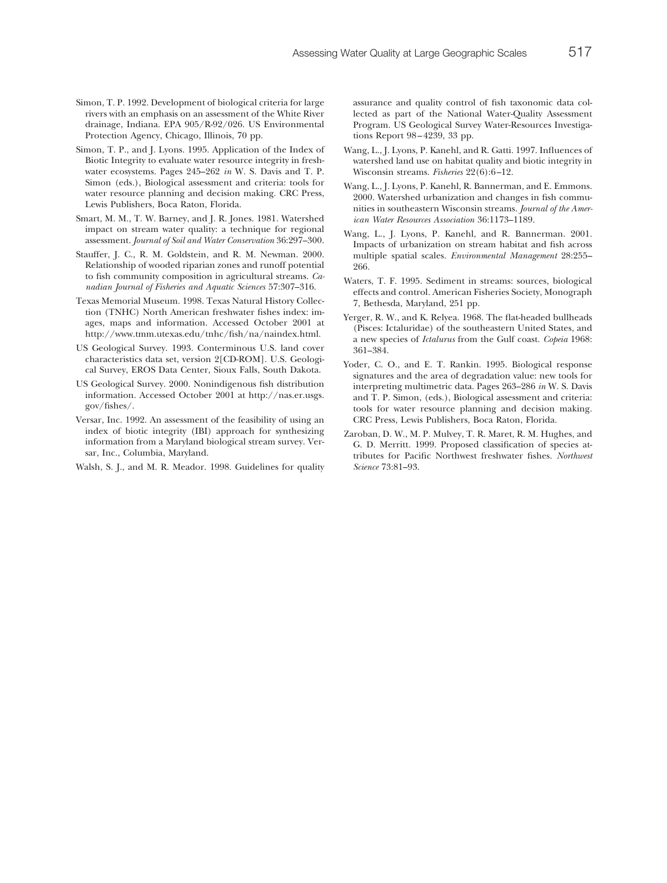Simon, T. P. 1992. Development of biological criteria for large rivers with an emphasis on an assessment of the White River drainage, Indiana. EPA 905/R-92/026. US Environmental Protection Agency, Chicago, Illinois, 70 pp.

Simon, T. P., and J. Lyons. 1995. Application of the Index of Biotic Integrity to evaluate water resource integrity in freshwater ecosystems. Pages 245–262 *in* W. S. Davis and T. P. Simon (eds.), Biological assessment and criteria: tools for water resource planning and decision making. CRC Press, Lewis Publishers, Boca Raton, Florida.

Smart, M. M., T. W. Barney, and J. R. Jones. 1981. Watershed impact on stream water quality: a technique for regional assessment. *Journal of Soil and Water Conservation* 36:297–300.

Stauffer, J. C., R. M. Goldstein, and R. M. Newman. 2000. Relationship of wooded riparian zones and runoff potential to fish community composition in agricultural streams. *Canadian Journal of Fisheries and Aquatic Sciences* 57:307–316.

Texas Memorial Museum. 1998. Texas Natural History Collection (TNHC) North American freshwater fishes index: images, maps and information. Accessed October 2001 at http://www.tmm.utexas.edu/tnhc/fish/na/naindex.html.

US Geological Survey. 1993. Conterminous U.S. land cover characteristics data set, version 2[CD-ROM]. U.S. Geological Survey, EROS Data Center, Sioux Falls, South Dakota.

US Geological Survey. 2000. Nonindigenous fish distribution information. Accessed October 2001 at http://nas.er.usgs.gov/fishes/.

Versar, Inc. 1992. An assessment of the feasibility of using an index of biotic integrity (IBI) approach for synthesizing information from a Maryland biological stream survey. Versar, Inc., Columbia, Maryland.

Walsh, S. J., and M. R. Meador. 1998. Guidelines for quality assurance and quality control of fish taxonomic data collected as part of the National Water-Quality Assessment Program. US Geological Survey Water-Resources Investigations Report 98–4239, 33 pp.

Wang, L., J. Lyons, P. Kanehl, and R. Gatti. 1997. Influences of watershed land use on habitat quality and biotic integrity in Wisconsin streams. *Fisheries* 22(6):6–12.

Wang, L., J. Lyons, P. Kanehl, R. Bannerman, and E. Emmons. 2000. Watershed urbanization and changes in fish communities in southeastern Wisconsin streams. *Journal of the American Water Resources Association* 36:1173–1189.

Wang, L., J. Lyons, P. Kanehl, and R. Bannerman. 2001. Impacts of urbanization on stream habitat and fish across multiple spatial scales. *Environmental Management* 28:255–266.

Waters, T. F. 1995. Sediment in streams: sources, biological effects and control. American Fisheries Society, Monograph 7, Bethesda, Maryland, 251 pp.

Yerger, R. W., and K. Relyea. 1968. The flat-headed bullheads (Pisces: Ictaluridae) of the southeastern United States, and a new species of *Ictalurus* from the Gulf coast. *Copeia* 1968: 361–384.

Yoder, C. O., and E. T. Rankin. 1995. Biological response signatures and the area of degradation value: new tools for interpreting multimetric data. Pages 263–286 *in* W. S. Davis and T. P. Simon, (eds.), Biological assessment and criteria: tools for water resource planning and decision making. CRC Press, Lewis Publishers, Boca Raton, Florida.

Zaroban, D. W., M. P. Mulvey, T. R. Maret, R. M. Hughes, and G. D. Merritt. 1999. Proposed classification of species attributes for Pacific Northwest freshwater fishes. *Northwest Science* 73:81–93.